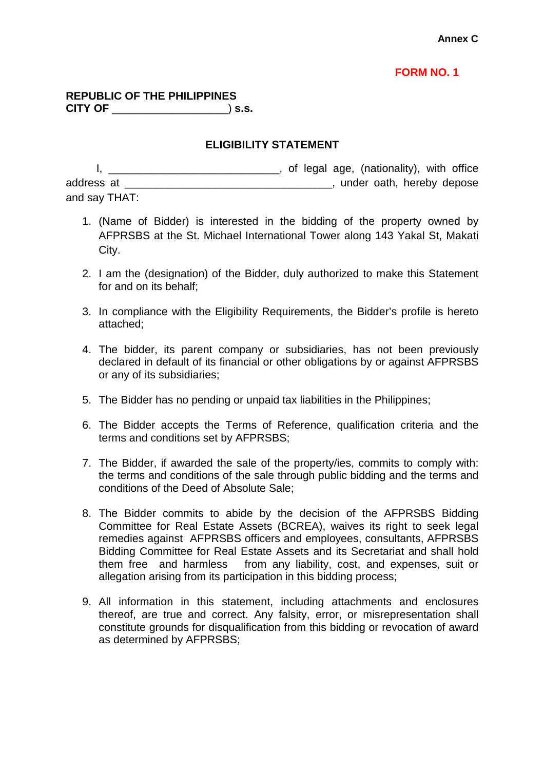**Annex C**

**FORM NO. 1**

**REPUBLIC OF THE PHILIPPINES**
**CITY OF ___________________) s.s.**

## ELIGIBILITY STATEMENT

I, ____________________________, of legal age, (nationality), with office address at __________________________________, under oath, hereby depose and say THAT:

1. (Name of Bidder) is interested in the bidding of the property owned by AFPRSBS at the St. Michael International Tower along 143 Yakal St, Makati City.

2. I am the (designation) of the Bidder, duly authorized to make this Statement for and on its behalf;

3. In compliance with the Eligibility Requirements, the Bidder's profile is hereto attached;

4. The bidder, its parent company or subsidiaries, has not been previously declared in default of its financial or other obligations by or against AFPRSBS or any of its subsidiaries;

5. The Bidder has no pending or unpaid tax liabilities in the Philippines;

6. The Bidder accepts the Terms of Reference, qualification criteria and the terms and conditions set by AFPRSBS;

7. The Bidder, if awarded the sale of the property/ies, commits to comply with: the terms and conditions of the sale through public bidding and the terms and conditions of the Deed of Absolute Sale;

8. The Bidder commits to abide by the decision of the AFPRSBS Bidding Committee for Real Estate Assets (BCREA), waives its right to seek legal remedies against AFPRSBS officers and employees, consultants, AFPRSBS Bidding Committee for Real Estate Assets and its Secretariat and shall hold them free and harmless from any liability, cost, and expenses, suit or allegation arising from its participation in this bidding process;

9. All information in this statement, including attachments and enclosures thereof, are true and correct. Any falsity, error, or misrepresentation shall constitute grounds for disqualification from this bidding or revocation of award as determined by AFPRSBS;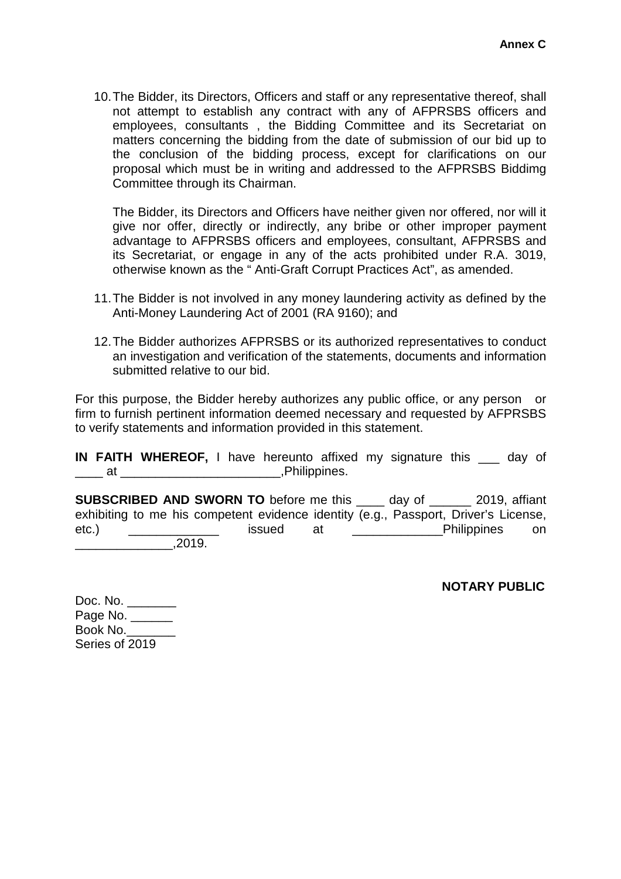**Annex C**

10. The Bidder, its Directors, Officers and staff or any representative thereof, shall not attempt to establish any contract with any of AFPRSBS officers and employees, consultants , the Bidding Committee and its Secretariat on matters concerning the bidding from the date of submission of our bid up to the conclusion of the bidding process, except for clarifications on our proposal which must be in writing and addressed to the AFPRSBS Biddimg Committee through its Chairman.

    The Bidder, its Directors and Officers have neither given nor offered, nor will it give nor offer, directly or indirectly, any bribe or other improper payment advantage to AFPRSBS officers and employees, consultant, AFPRSBS and its Secretariat, or engage in any of the acts prohibited under R.A. 3019, otherwise known as the " Anti-Graft Corrupt Practices Act", as amended.

11. The Bidder is not involved in any money laundering activity as defined by the Anti-Money Laundering Act of 2001 (RA 9160); and

12. The Bidder authorizes AFPRSBS or its authorized representatives to conduct an investigation and verification of the statements, documents and information submitted relative to our bid.

For this purpose, the Bidder hereby authorizes any public office, or any person or firm to furnish pertinent information deemed necessary and requested by AFPRSBS to verify statements and information provided in this statement.

**IN FAITH WHEREOF,** I have hereunto affixed my signature this ___ day of ____ at ______________________,Philippines.

**SUBSCRIBED AND SWORN TO** before me this ____ day of ______ 2019, affiant exhibiting to me his competent evidence identity (e.g., Passport, Driver's License, etc.) _____________ issued at _____________Philippines on ______________,2019.

**NOTARY PUBLIC**

Doc. No. _______
Page No. ______
Book No._______
Series of 2019